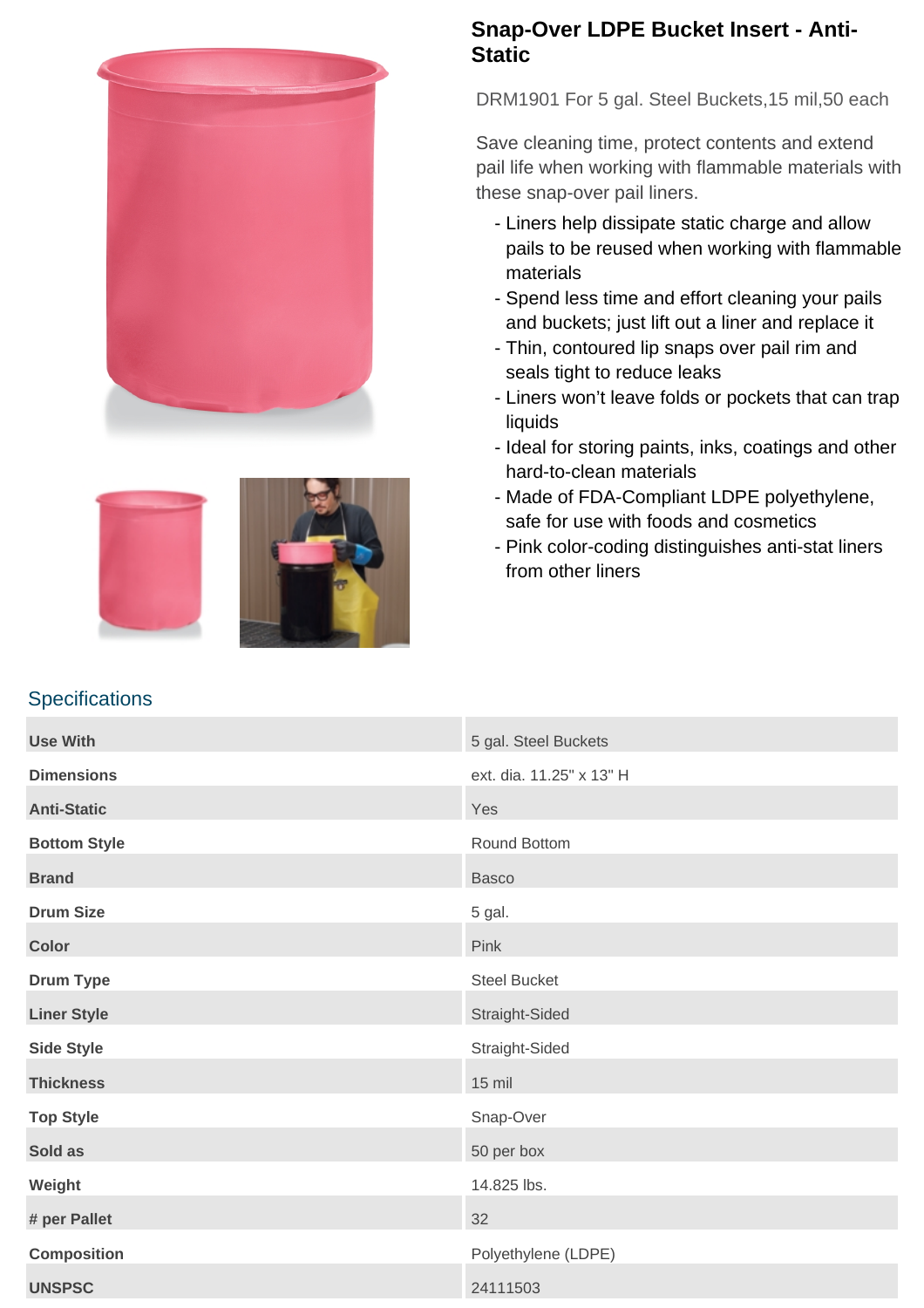# Snap-Over LDPE Bucket Insert - Anti-Static

DRM1901 For 5 gal. Steel Buckets,15 mil,50 each

Save cleaning time, protect contents and extend pail life when working with flammable materials with these snap-over pail liners.

- Liners help dissipate static charge and allow pails to be reused when working with flammable materials
- Spend less time and effort cleaning your pails and buckets; just lift out a liner and replace it
- Thin, contoured lip snaps over pail rim and seals tight to reduce leaks
- Liners won't leave folds or pockets that can trap liquids
- Ideal for storing paints, inks, coatings and other hard-to-clean materials
- Made of FDA-Compliant LDPE polyethylene, safe for use with foods and cosmetics
- Pink color-coding distinguishes anti-stat liners from other liners

## Specifications

| | |
|---|---|
| **Use With** | 5 gal. Steel Buckets |
| **Dimensions** | ext. dia. 11.25" x 13" H |
| **Anti-Static** | Yes |
| **Bottom Style** | Round Bottom |
| **Brand** | Basco |
| **Drum Size** | 5 gal. |
| **Color** | Pink |
| **Drum Type** | Steel Bucket |
| **Liner Style** | Straight-Sided |
| **Side Style** | Straight-Sided |
| **Thickness** | 15 mil |
| **Top Style** | Snap-Over |
| **Sold as** | 50 per box |
| **Weight** | 14.825 lbs. |
| **# per Pallet** | 32 |
| **Composition** | Polyethylene (LDPE) |
| **UNSPSC** | 24111503 |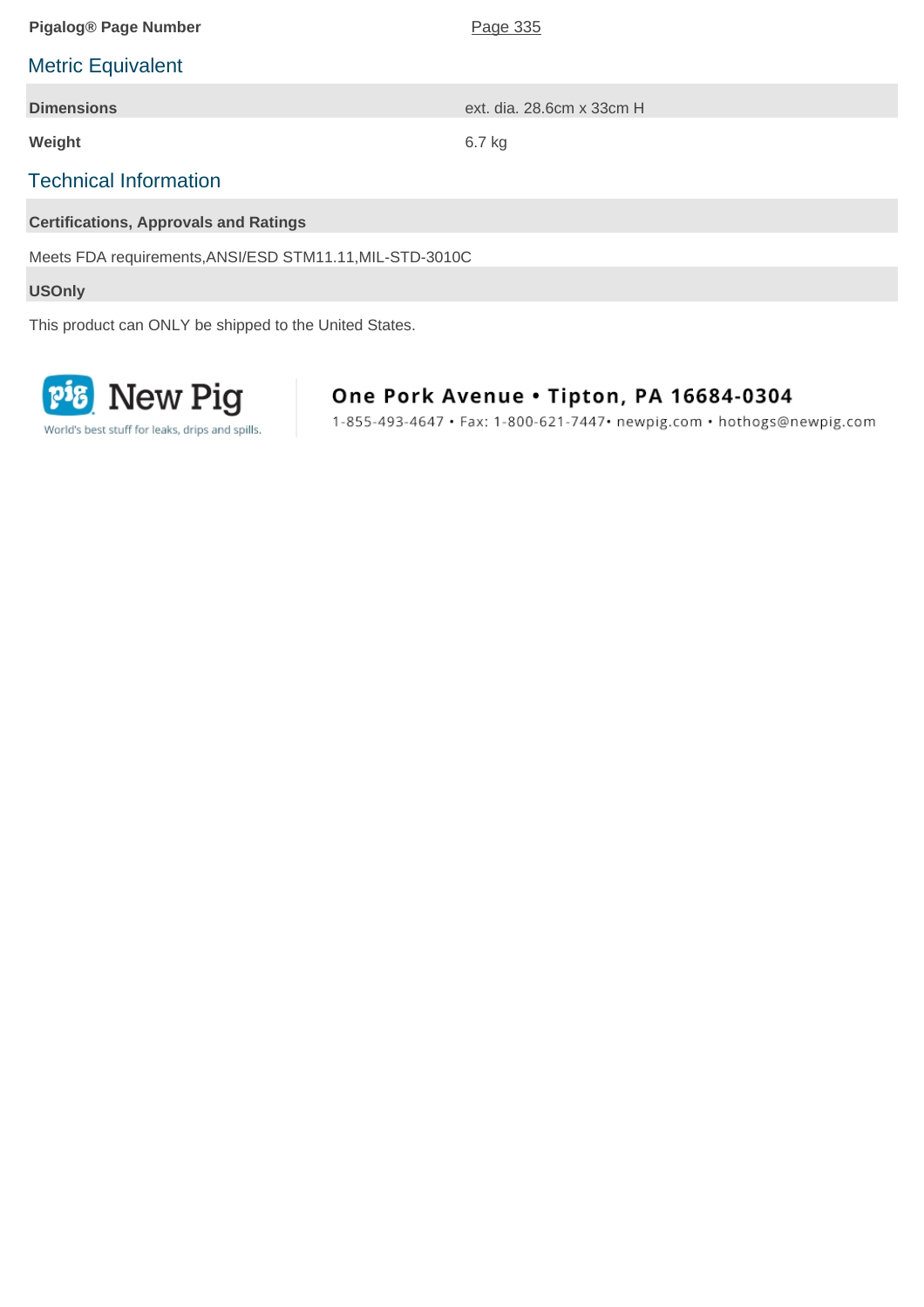| | |
|---|---|
| **Pigalog® Page Number** | Page 335 |

## Metric Equivalent

| | |
|---|---|
| **Dimensions** | ext. dia. 28.6cm x 33cm H |
| **Weight** | 6.7 kg |

## Technical Information

**Certifications, Approvals and Ratings**

Meets FDA requirements,ANSI/ESD STM11.11,MIL-STD-3010C

**USOnly**

This product can ONLY be shipped to the United States.

New Pig
World's best stuff for leaks, drips and spills.

**One Pork Avenue • Tipton, PA 16684-0304**
1-855-493-4647 • Fax: 1-800-621-7447• newpig.com • hothogs@newpig.com